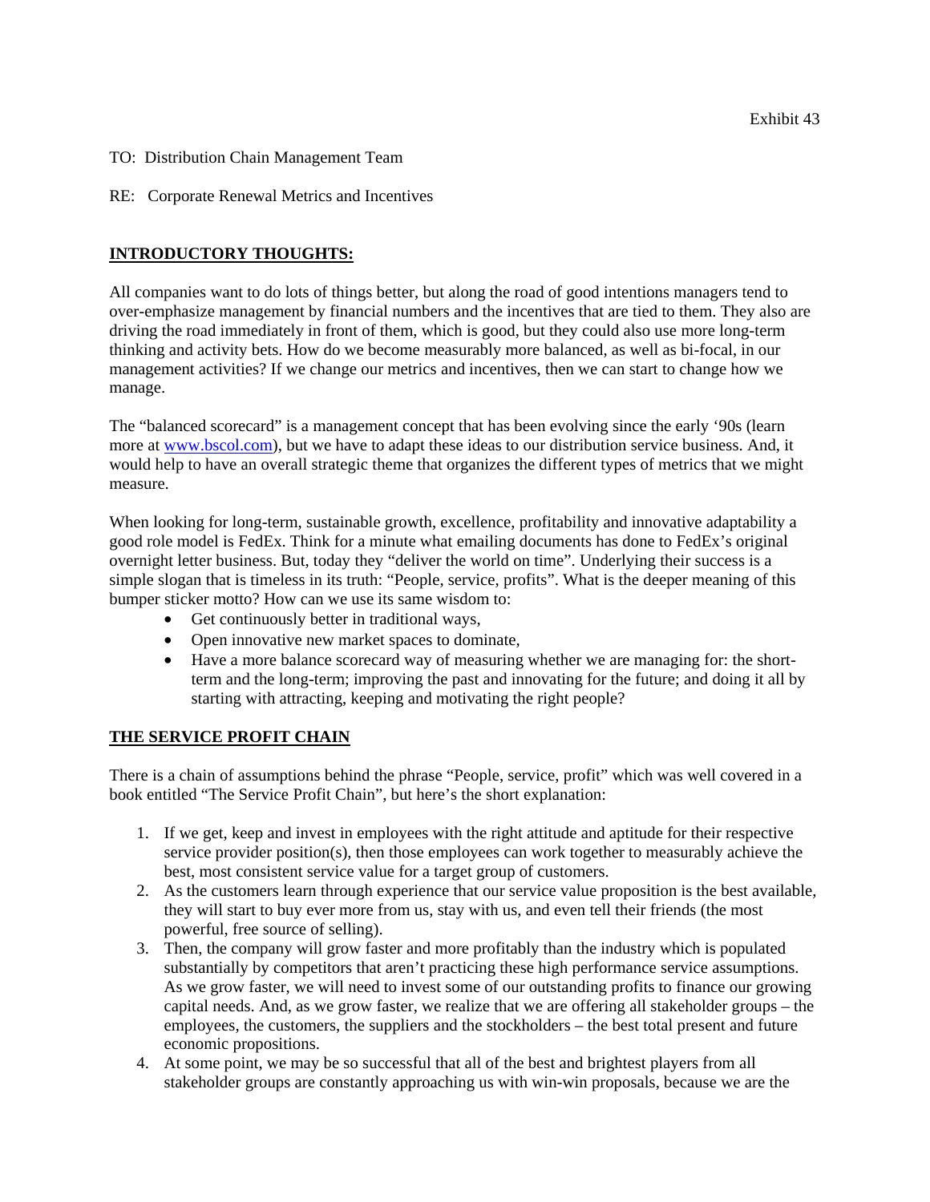Exhibit 43

TO: Distribution Chain Management Team

RE: Corporate Renewal Metrics and Incentives

## INTRODUCTORY THOUGHTS:

All companies want to do lots of things better, but along the road of good intentions managers tend to over-emphasize management by financial numbers and the incentives that are tied to them. They also are driving the road immediately in front of them, which is good, but they could also use more long-term thinking and activity bets. How do we become measurably more balanced, as well as bi-focal, in our management activities? If we change our metrics and incentives, then we can start to change how we manage.

The "balanced scorecard" is a management concept that has been evolving since the early '90s (learn more at [www.bscol.com](http://www.bscol.com)), but we have to adapt these ideas to our distribution service business. And, it would help to have an overall strategic theme that organizes the different types of metrics that we might measure.

When looking for long-term, sustainable growth, excellence, profitability and innovative adaptability a good role model is FedEx. Think for a minute what emailing documents has done to FedEx's original overnight letter business. But, today they "deliver the world on time". Underlying their success is a simple slogan that is timeless in its truth: "People, service, profits". What is the deeper meaning of this bumper sticker motto? How can we use its same wisdom to:

- Get continuously better in traditional ways,
- Open innovative new market spaces to dominate,
- Have a more balance scorecard way of measuring whether we are managing for: the short-term and the long-term; improving the past and innovating for the future; and doing it all by starting with attracting, keeping and motivating the right people?

## THE SERVICE PROFIT CHAIN

There is a chain of assumptions behind the phrase "People, service, profit" which was well covered in a book entitled "The Service Profit Chain", but here's the short explanation:

1. If we get, keep and invest in employees with the right attitude and aptitude for their respective service provider position(s), then those employees can work together to measurably achieve the best, most consistent service value for a target group of customers.
2. As the customers learn through experience that our service value proposition is the best available, they will start to buy ever more from us, stay with us, and even tell their friends (the most powerful, free source of selling).
3. Then, the company will grow faster and more profitably than the industry which is populated substantially by competitors that aren't practicing these high performance service assumptions. As we grow faster, we will need to invest some of our outstanding profits to finance our growing capital needs. And, as we grow faster, we realize that we are offering all stakeholder groups – the employees, the customers, the suppliers and the stockholders – the best total present and future economic propositions.
4. At some point, we may be so successful that all of the best and brightest players from all stakeholder groups are constantly approaching us with win-win proposals, because we are the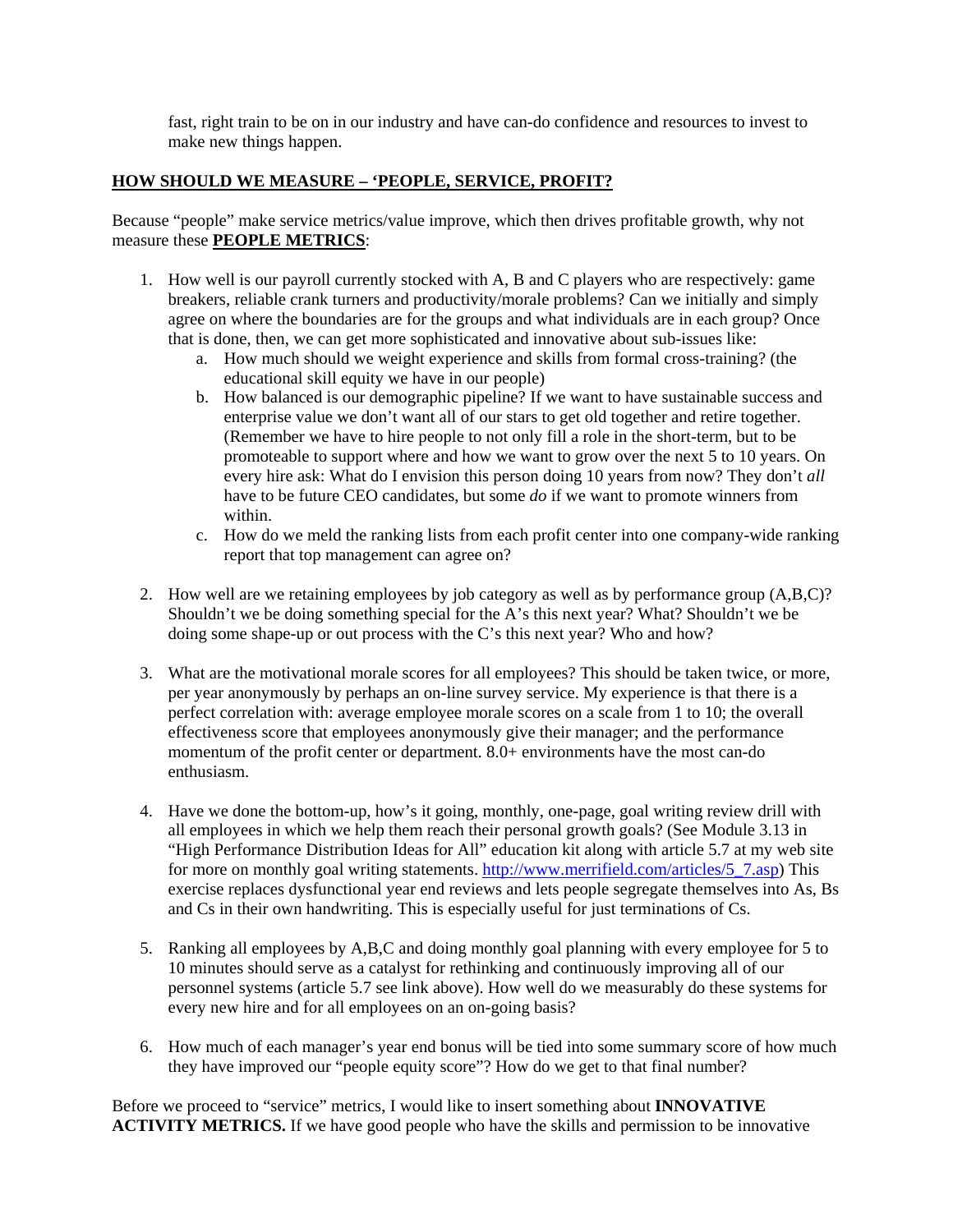fast, right train to be on in our industry and have can-do confidence and resources to invest to make new things happen.

## HOW SHOULD WE MEASURE – 'PEOPLE, SERVICE, PROFIT?

Because "people" make service metrics/value improve, which then drives profitable growth, why not measure these **PEOPLE METRICS**:

1. How well is our payroll currently stocked with A, B and C players who are respectively: game breakers, reliable crank turners and productivity/morale problems? Can we initially and simply agree on where the boundaries are for the groups and what individuals are in each group? Once that is done, then, we can get more sophisticated and innovative about sub-issues like:
   a. How much should we weight experience and skills from formal cross-training? (the educational skill equity we have in our people)
   b. How balanced is our demographic pipeline? If we want to have sustainable success and enterprise value we don't want all of our stars to get old together and retire together. (Remember we have to hire people to not only fill a role in the short-term, but to be promoteable to support where and how we want to grow over the next 5 to 10 years. On every hire ask: What do I envision this person doing 10 years from now? They don't *all* have to be future CEO candidates, but some *do* if we want to promote winners from within.
   c. How do we meld the ranking lists from each profit center into one company-wide ranking report that top management can agree on?

2. How well are we retaining employees by job category as well as by performance group (A,B,C)? Shouldn't we be doing something special for the A's this next year? What? Shouldn't we be doing some shape-up or out process with the C's this next year? Who and how?

3. What are the motivational morale scores for all employees? This should be taken twice, or more, per year anonymously by perhaps an on-line survey service. My experience is that there is a perfect correlation with: average employee morale scores on a scale from 1 to 10; the overall effectiveness score that employees anonymously give their manager; and the performance momentum of the profit center or department. 8.0+ environments have the most can-do enthusiasm.

4. Have we done the bottom-up, how's it going, monthly, one-page, goal writing review drill with all employees in which we help them reach their personal growth goals? (See Module 3.13 in "High Performance Distribution Ideas for All" education kit along with article 5.7 at my web site for more on monthly goal writing statements. [http://www.merrifield.com/articles/5_7.asp](http://www.merrifield.com/articles/5_7.asp)) This exercise replaces dysfunctional year end reviews and lets people segregate themselves into As, Bs and Cs in their own handwriting. This is especially useful for just terminations of Cs.

5. Ranking all employees by A,B,C and doing monthly goal planning with every employee for 5 to 10 minutes should serve as a catalyst for rethinking and continuously improving all of our personnel systems (article 5.7 see link above). How well do we measurably do these systems for every new hire and for all employees on an on-going basis?

6. How much of each manager's year end bonus will be tied into some summary score of how much they have improved our "people equity score"? How do we get to that final number?

Before we proceed to "service" metrics, I would like to insert something about **INNOVATIVE ACTIVITY METRICS.** If we have good people who have the skills and permission to be innovative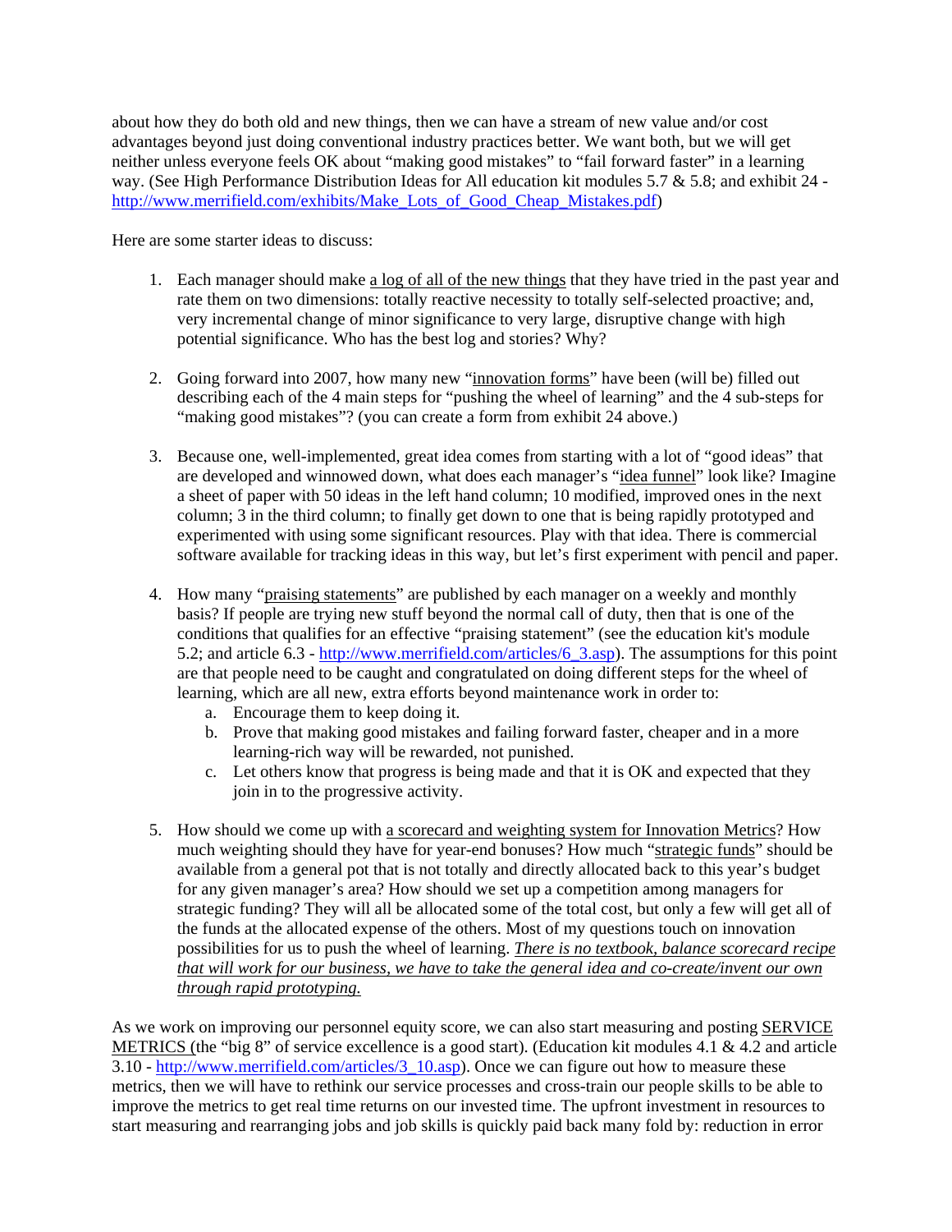about how they do both old and new things, then we can have a stream of new value and/or cost advantages beyond just doing conventional industry practices better. We want both, but we will get neither unless everyone feels OK about "making good mistakes" to "fail forward faster" in a learning way. (See High Performance Distribution Ideas for All education kit modules 5.7 & 5.8; and exhibit 24 - http://www.merrifield.com/exhibits/Make_Lots_of_Good_Cheap_Mistakes.pdf)

Here are some starter ideas to discuss:

1. Each manager should make a log of all of the new things that they have tried in the past year and rate them on two dimensions: totally reactive necessity to totally self-selected proactive; and, very incremental change of minor significance to very large, disruptive change with high potential significance. Who has the best log and stories? Why?

2. Going forward into 2007, how many new "innovation forms" have been (will be) filled out describing each of the 4 main steps for "pushing the wheel of learning" and the 4 sub-steps for "making good mistakes"? (you can create a form from exhibit 24 above.)

3. Because one, well-implemented, great idea comes from starting with a lot of "good ideas" that are developed and winnowed down, what does each manager's "idea funnel" look like? Imagine a sheet of paper with 50 ideas in the left hand column; 10 modified, improved ones in the next column; 3 in the third column; to finally get down to one that is being rapidly prototyped and experimented with using some significant resources. Play with that idea. There is commercial software available for tracking ideas in this way, but let's first experiment with pencil and paper.

4. How many "praising statements" are published by each manager on a weekly and monthly basis? If people are trying new stuff beyond the normal call of duty, then that is one of the conditions that qualifies for an effective "praising statement" (see the education kit's module 5.2; and article 6.3 - http://www.merrifield.com/articles/6_3.asp). The assumptions for this point are that people need to be caught and congratulated on doing different steps for the wheel of learning, which are all new, extra efforts beyond maintenance work in order to:
   a. Encourage them to keep doing it.
   b. Prove that making good mistakes and failing forward faster, cheaper and in a more learning-rich way will be rewarded, not punished.
   c. Let others know that progress is being made and that it is OK and expected that they join in to the progressive activity.

5. How should we come up with a scorecard and weighting system for Innovation Metrics? How much weighting should they have for year-end bonuses? How much "strategic funds" should be available from a general pot that is not totally and directly allocated back to this year's budget for any given manager's area? How should we set up a competition among managers for strategic funding? They will all be allocated some of the total cost, but only a few will get all of the funds at the allocated expense of the others. Most of my questions touch on innovation possibilities for us to push the wheel of learning. *There is no textbook, balance scorecard recipe that will work for our business, we have to take the general idea and co-create/invent our own through rapid prototyping.*

As we work on improving our personnel equity score, we can also start measuring and posting SERVICE METRICS (the "big 8" of service excellence is a good start). (Education kit modules 4.1 & 4.2 and article 3.10 - http://www.merrifield.com/articles/3_10.asp). Once we can figure out how to measure these metrics, then we will have to rethink our service processes and cross-train our people skills to be able to improve the metrics to get real time returns on our invested time. The upfront investment in resources to start measuring and rearranging jobs and job skills is quickly paid back many fold by: reduction in error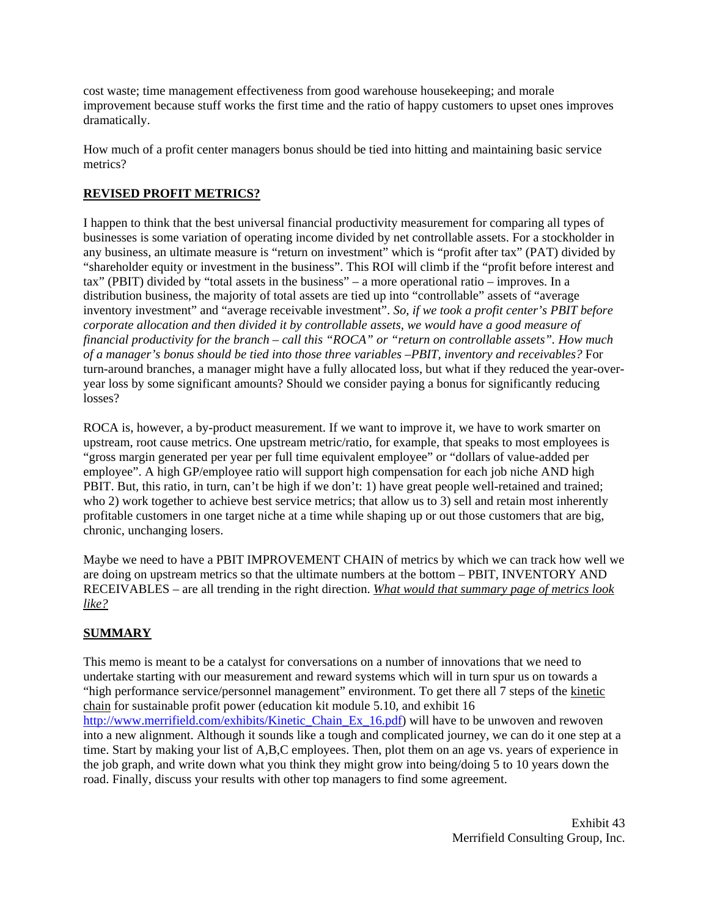cost waste; time management effectiveness from good warehouse housekeeping; and morale improvement because stuff works the first time and the ratio of happy customers to upset ones improves dramatically.

How much of a profit center managers bonus should be tied into hitting and maintaining basic service metrics?

## **REVISED PROFIT METRICS?**

I happen to think that the best universal financial productivity measurement for comparing all types of businesses is some variation of operating income divided by net controllable assets. For a stockholder in any business, an ultimate measure is "return on investment" which is "profit after tax" (PAT) divided by "shareholder equity or investment in the business". This ROI will climb if the "profit before interest and tax" (PBIT) divided by "total assets in the business" – a more operational ratio – improves. In a distribution business, the majority of total assets are tied up into "controllable" assets of "average inventory investment" and "average receivable investment". *So, if we took a profit center's PBIT before corporate allocation and then divided it by controllable assets, we would have a good measure of financial productivity for the branch – call this "ROCA" or "return on controllable assets". How much of a manager's bonus should be tied into those three variables –PBIT, inventory and receivables?* For turn-around branches, a manager might have a fully allocated loss, but what if they reduced the year-over-year loss by some significant amounts? Should we consider paying a bonus for significantly reducing losses?

ROCA is, however, a by-product measurement. If we want to improve it, we have to work smarter on upstream, root cause metrics. One upstream metric/ratio, for example, that speaks to most employees is "gross margin generated per year per full time equivalent employee" or "dollars of value-added per employee". A high GP/employee ratio will support high compensation for each job niche AND high PBIT. But, this ratio, in turn, can't be high if we don't: 1) have great people well-retained and trained; who 2) work together to achieve best service metrics; that allow us to 3) sell and retain most inherently profitable customers in one target niche at a time while shaping up or out those customers that are big, chronic, unchanging losers.

Maybe we need to have a PBIT IMPROVEMENT CHAIN of metrics by which we can track how well we are doing on upstream metrics so that the ultimate numbers at the bottom – PBIT, INVENTORY AND RECEIVABLES – are all trending in the right direction. *What would that summary page of metrics look like?*

## **SUMMARY**

This memo is meant to be a catalyst for conversations on a number of innovations that we need to undertake starting with our measurement and reward systems which will in turn spur us on towards a "high performance service/personnel management" environment. To get there all 7 steps of the kinetic chain for sustainable profit power (education kit module 5.10, and exhibit 16 http://www.merrifield.com/exhibits/Kinetic_Chain_Ex_16.pdf) will have to be unwoven and rewoven into a new alignment. Although it sounds like a tough and complicated journey, we can do it one step at a time. Start by making your list of A,B,C employees. Then, plot them on an age vs. years of experience in the job graph, and write down what you think they might grow into being/doing 5 to 10 years down the road. Finally, discuss your results with other top managers to find some agreement.

Exhibit 43
Merrifield Consulting Group, Inc.